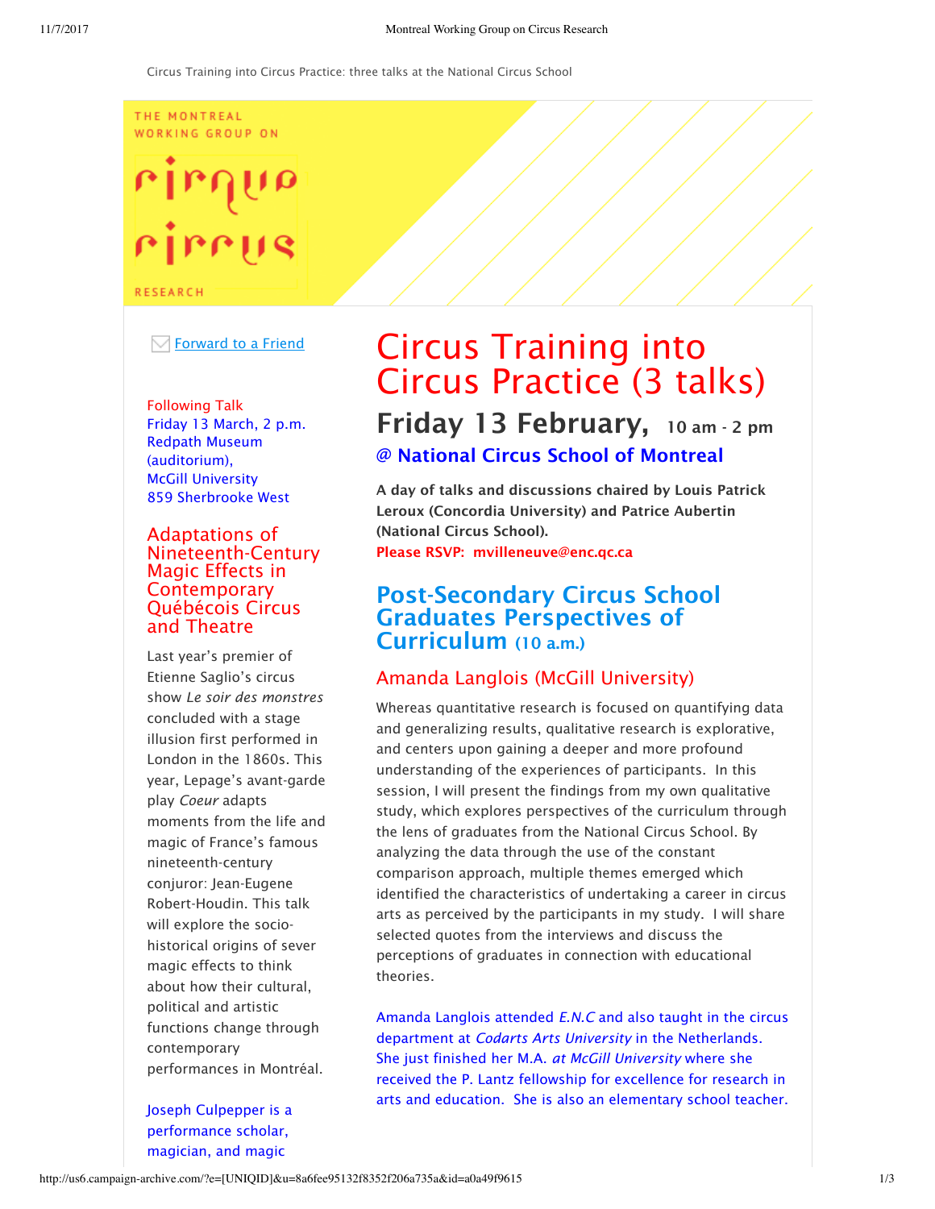Circus Training into Circus Practice: three talks at the National Circus School

THE MONTREAL WORKING GROUP ON

cirque circus

RESEARCH

# Circus Training into Circus Practice (3 talks)

## Friday 13 February, 10 am - 2 pm

### @ National Circus School of Montreal

**A day of talks and discussions chaired by Louis Patrick Leroux (Concordia University) and Patrice Aubertin (National Circus School).**

**Please RSVP: mvilleneuve@enc.qc.ca**

## Post-Secondary Circus School Graduates Perspectives of Curriculum (10 a.m.)

### Amanda Langlois (McGill University)

Whereas quantitative research is focused on quantifying data and generalizing results, qualitative research is explorative, and centers upon gaining a deeper and more profound understanding of the experiences of participants. In this session, I will present the findings from my own qualitative study, which explores perspectives of the curriculum through the lens of graduates from the National Circus School. By analyzing the data through the use of the constant comparison approach, multiple themes emerged which identified the characteristics of undertaking a career in circus arts as perceived by the participants in my study. I will share selected quotes from the interviews and discuss the perceptions of graduates in connection with educational theories.

Amanda Langlois attended *E.N.C* and also taught in the circus department at *Codarts Arts University* in the Netherlands. She just finished her M.A. *at McGill University* where she received the P. Lantz fellowship for excellence for research in arts and education. She is also an elementary school teacher.

Forward to a Friend

Following Talk
Friday 13 March, 2 p.m.
Redpath Museum (auditorium),
McGill University
859 Sherbrooke West

### Adaptations of Nineteenth-Century Magic Effects in Contemporary Québécois Circus and Theatre

Last year's premier of Etienne Saglio's circus show *Le soir des monstres* concluded with a stage illusion first performed in London in the 1860s. This year, Lepage's avant-garde play *Coeur* adapts moments from the life and magic of France's famous nineteenth-century conjuror: Jean-Eugene Robert-Houdin. This talk will explore the socio-historical origins of sever magic effects to think about how their cultural, political and artistic functions change through contemporary performances in Montréal.

Joseph Culpepper is a performance scholar, magician, and magic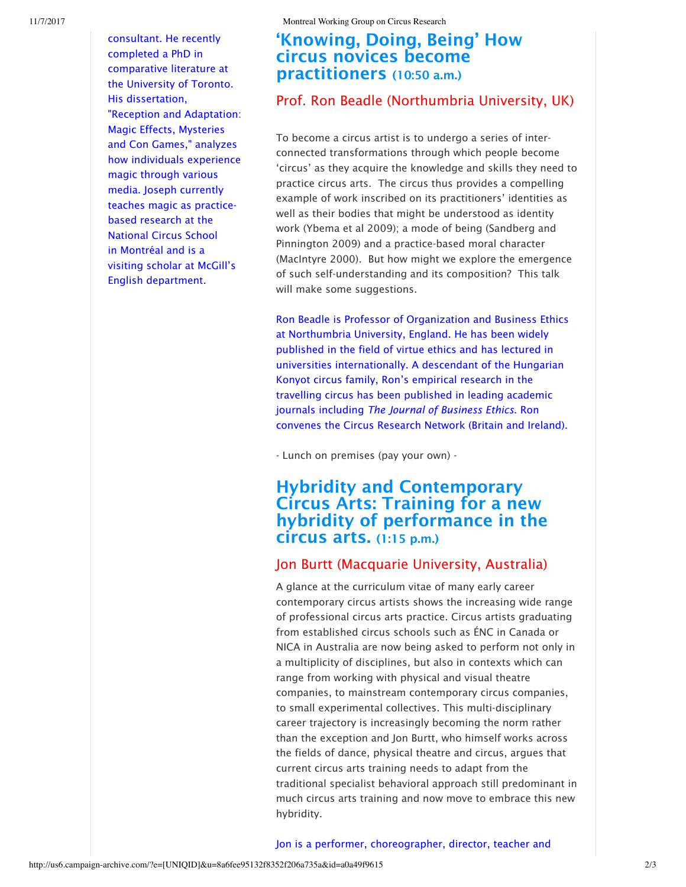consultant. He recently completed a PhD in comparative literature at the University of Toronto. His dissertation, "Reception and Adaptation: Magic Effects, Mysteries and Con Games," analyzes how individuals experience magic through various media. Joseph currently teaches magic as practice-based research at the National Circus School in Montréal and is a visiting scholar at McGill's English department.

## 'Knowing, Doing, Being' How circus novices become practitioners (10:50 a.m.)

### Prof. Ron Beadle (Northumbria University, UK)

To become a circus artist is to undergo a series of inter-connected transformations through which people become 'circus' as they acquire the knowledge and skills they need to practice circus arts. The circus thus provides a compelling example of work inscribed on its practitioners' identities as well as their bodies that might be understood as identity work (Ybema et al 2009); a mode of being (Sandberg and Pinnington 2009) and a practice-based moral character (MacIntyre 2000). But how might we explore the emergence of such self-understanding and its composition? This talk will make some suggestions.

Ron Beadle is Professor of Organization and Business Ethics at Northumbria University, England. He has been widely published in the field of virtue ethics and has lectured in universities internationally. A descendant of the Hungarian Konyot circus family, Ron's empirical research in the travelling circus has been published in leading academic journals including *The Journal of Business Ethics*. Ron convenes the Circus Research Network (Britain and Ireland).

- Lunch on premises (pay your own) -

## Hybridity and Contemporary Circus Arts: Training for a new hybridity of performance in the circus arts. (1:15 p.m.)

### Jon Burtt (Macquarie University, Australia)

A glance at the curriculum vitae of many early career contemporary circus artists shows the increasing wide range of professional circus arts practice. Circus artists graduating from established circus schools such as ÉNC in Canada or NICA in Australia are now being asked to perform not only in a multiplicity of disciplines, but also in contexts which can range from working with physical and visual theatre companies, to mainstream contemporary circus companies, to small experimental collectives. This multi-disciplinary career trajectory is increasingly becoming the norm rather than the exception and Jon Burtt, who himself works across the fields of dance, physical theatre and circus, argues that current circus arts training needs to adapt from the traditional specialist behavioral approach still predominant in much circus arts training and now move to embrace this new hybridity.

Jon is a performer, choreographer, director, teacher and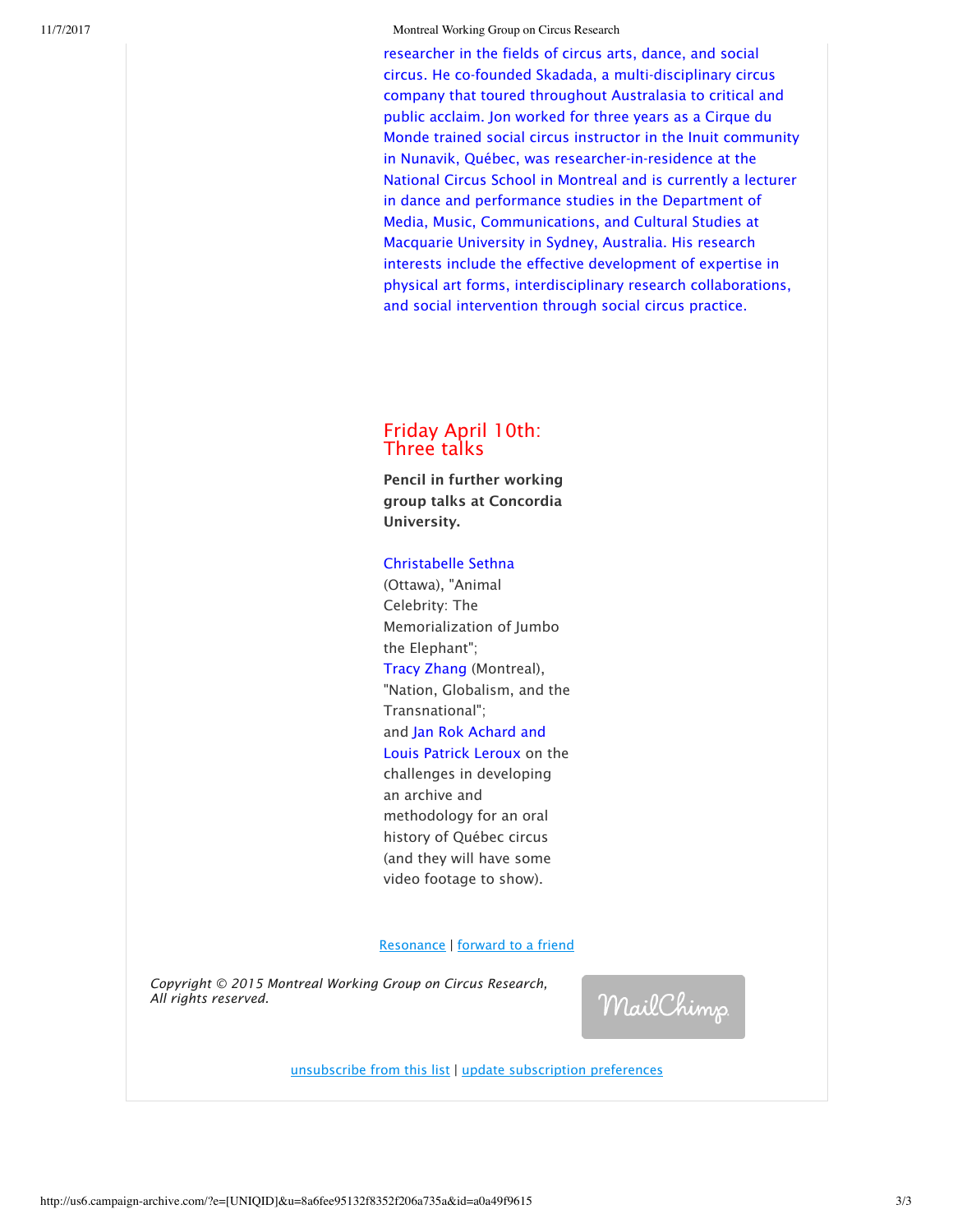researcher in the fields of circus arts, dance, and social circus. He co-founded Skadada, a multi-disciplinary circus company that toured throughout Australasia to critical and public acclaim. Jon worked for three years as a Cirque du Monde trained social circus instructor in the Inuit community in Nunavik, Québec, was researcher-in-residence at the National Circus School in Montreal and is currently a lecturer in dance and performance studies in the Department of Media, Music, Communications, and Cultural Studies at Macquarie University in Sydney, Australia. His research interests include the effective development of expertise in physical art forms, interdisciplinary research collaborations, and social intervention through social circus practice.

## Friday April 10th: Three talks

**Pencil in further working group talks at Concordia University.**

Christabelle Sethna (Ottawa), "Animal Celebrity: The Memorialization of Jumbo the Elephant";
Tracy Zhang (Montreal), "Nation, Globalism, and the Transnational";
and Jan Rok Achard and Louis Patrick Leroux on the challenges in developing an archive and methodology for an oral history of Québec circus (and they will have some video footage to show).

Resonance | forward to a friend

*Copyright © 2015 Montreal Working Group on Circus Research, All rights reserved.*

MailChimp

unsubscribe from this list | update subscription preferences